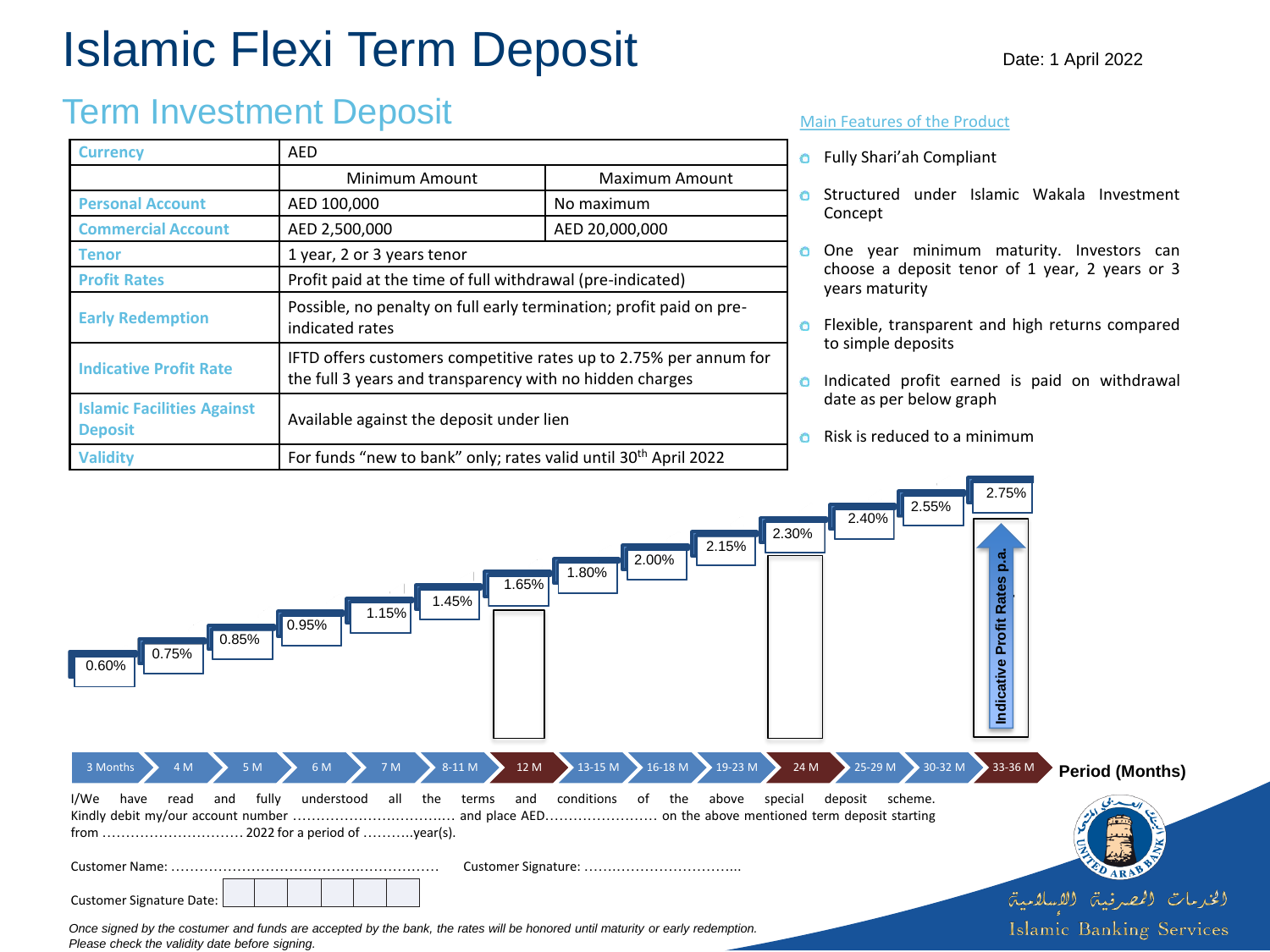# Islamic Flexi Term Deposit

Date: 1 April 2022

## Term Investment Deposit

| Currency | AED | |
|---|---|---|
| | Minimum Amount | Maximum Amount |
| Personal Account | AED 100,000 | No maximum |
| Commercial Account | AED 2,500,000 | AED 20,000,000 |
| Tenor | 1 year, 2 or 3 years tenor | |
| Profit Rates | Profit paid at the time of full withdrawal (pre-indicated) | |
| Early Redemption | Possible, no penalty on full early termination; profit paid on pre-indicated rates | |
| Indicative Profit Rate | IFTD offers customers competitive rates up to 2.75% per annum for the full 3 years and transparency with no hidden charges | |
| Islamic Facilities Against Deposit | Available against the deposit under lien | |
| Validity | For funds "new to bank" only; rates valid until 30th April 2022 | |

### Main Features of the Product

- Fully Shari'ah Compliant
- Structured under Islamic Wakala Investment Concept
- One year minimum maturity. Investors can choose a deposit tenor of 1 year, 2 years or 3 years maturity
- Flexible, transparent and high returns compared to simple deposits
- Indicated profit earned is paid on withdrawal date as per below graph
- Risk is reduced to a minimum

**Indicative Profit Rates p.a.**

| Period (Months) | Indicative Profit Rate p.a. |
|---|---|
| 3 Months | 0.60% |
| 4 M | 0.75% |
| 5 M | 0.85% |
| 6 M | 0.95% |
| 7 M | 1.15% |
| 8-11 M | 1.45% |
| 12 M | 1.65% |
| 13-15 M | 1.80% |
| 16-18 M | 2.00% |
| 19-23 M | 2.15% |
| 24 M | 2.30% |
| 25-29 M | 2.40% |
| 30-32 M | 2.55% |
| 33-36 M | 2.75% |

I/We have read and fully understood all the terms and conditions of the above special deposit scheme.
Kindly debit my/our account number ……………………………..… and place AED…………………… on the above mentioned term deposit starting from ………………………… 2022 for a period of ………..year(s).

Customer Name: …………………………………………………

Customer Signature: …………………………...

Customer Signature Date: | | | | | | |

*Once signed by the costumer and funds are accepted by the bank, the rates will be honored until maturity or early redemption.*
*Please check the validity date before signing.*

الخدمات المصرفية الإسلامية
Islamic Banking Services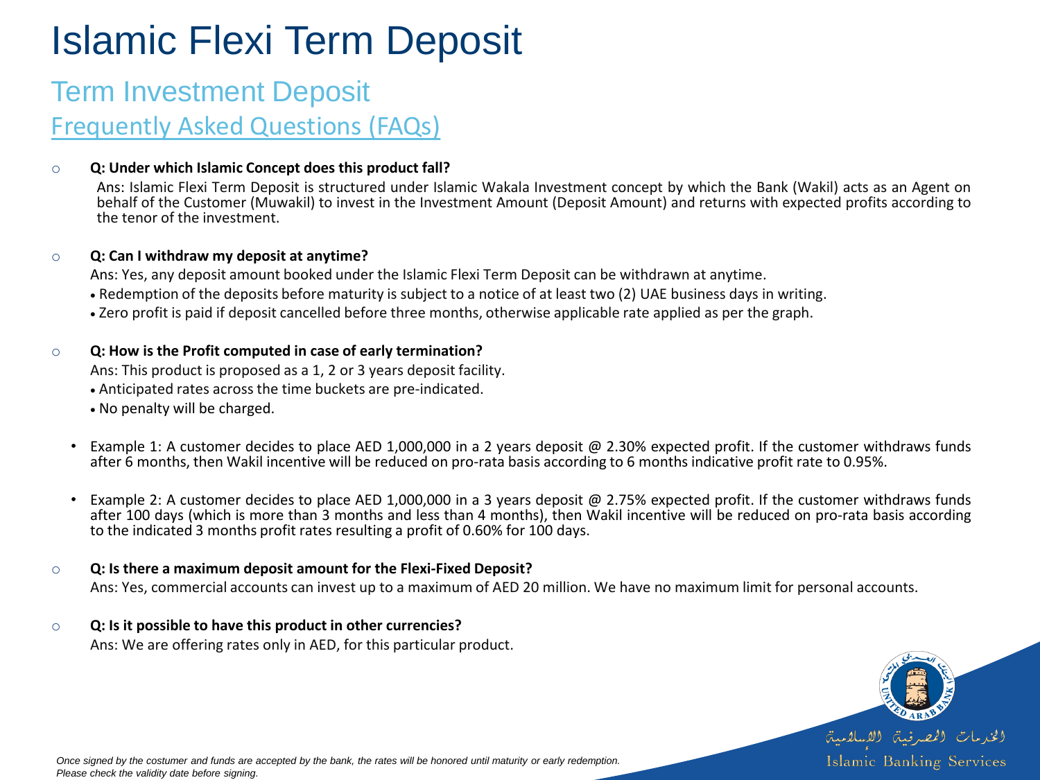# Islamic Flexi Term Deposit

## Term Investment Deposit

### Frequently Asked Questions (FAQs)

- **Q: Under which Islamic Concept does this product fall?**

  Ans: Islamic Flexi Term Deposit is structured under Islamic Wakala Investment concept by which the Bank (Wakil) acts as an Agent on behalf of the Customer (Muwakil) to invest in the Investment Amount (Deposit Amount) and returns with expected profits according to the tenor of the investment.

- **Q: Can I withdraw my deposit at anytime?**

  Ans: Yes, any deposit amount booked under the Islamic Flexi Term Deposit can be withdrawn at anytime.
  - Redemption of the deposits before maturity is subject to a notice of at least two (2) UAE business days in writing.
  - Zero profit is paid if deposit cancelled before three months, otherwise applicable rate applied as per the graph.

- **Q: How is the Profit computed in case of early termination?**

  Ans: This product is proposed as a 1, 2 or 3 years deposit facility.
  - Anticipated rates across the time buckets are pre-indicated.
  - No penalty will be charged.

  - Example 1: A customer decides to place AED 1,000,000 in a 2 years deposit @ 2.30% expected profit. If the customer withdraws funds after 6 months, then Wakil incentive will be reduced on pro-rata basis according to 6 months indicative profit rate to 0.95%.
  - Example 2: A customer decides to place AED 1,000,000 in a 3 years deposit @ 2.75% expected profit. If the customer withdraws funds after 100 days (which is more than 3 months and less than 4 months), then Wakil incentive will be reduced on pro-rata basis according to the indicated 3 months profit rates resulting a profit of 0.60% for 100 days.

- **Q: Is there a maximum deposit amount for the Flexi-Fixed Deposit?**

  Ans: Yes, commercial accounts can invest up to a maximum of AED 20 million. We have no maximum limit for personal accounts.

- **Q: Is it possible to have this product in other currencies?**

  Ans: We are offering rates only in AED, for this particular product.

الخدمات المصرفية الإسلامية

Islamic Banking Services

*Once signed by the costumer and funds are accepted by the bank, the rates will be honored until maturity or early redemption.*
*Please check the validity date before signing.*